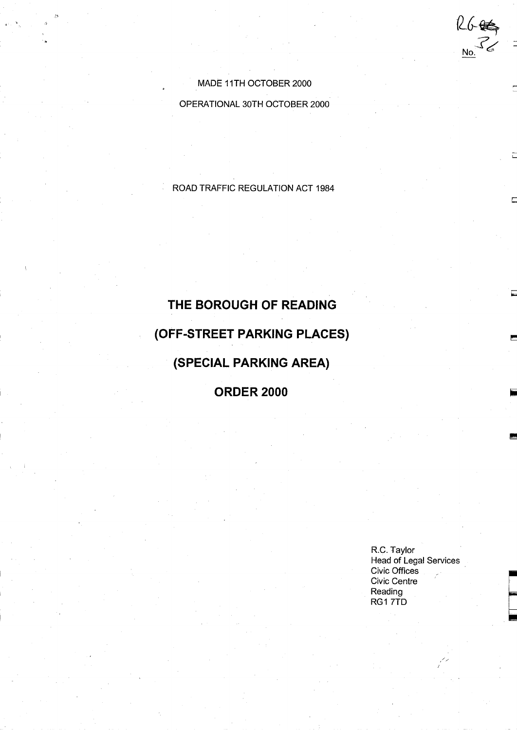MADE 11TH OCTOBER 2000

OPERATIONAL 30TH OCTOBER 2000

ROAD TRAFFIC REGULATION ACT 1984

# THE BOROUGH OF READING

# (OFF-STREET PARKING PLACES)

# (SPECIAL PARKING AREA)

# ORDER 2000

R.C. Taylor
Head of Legal Services
Civic Offices
Civic Centre
Reading
RG1 7TD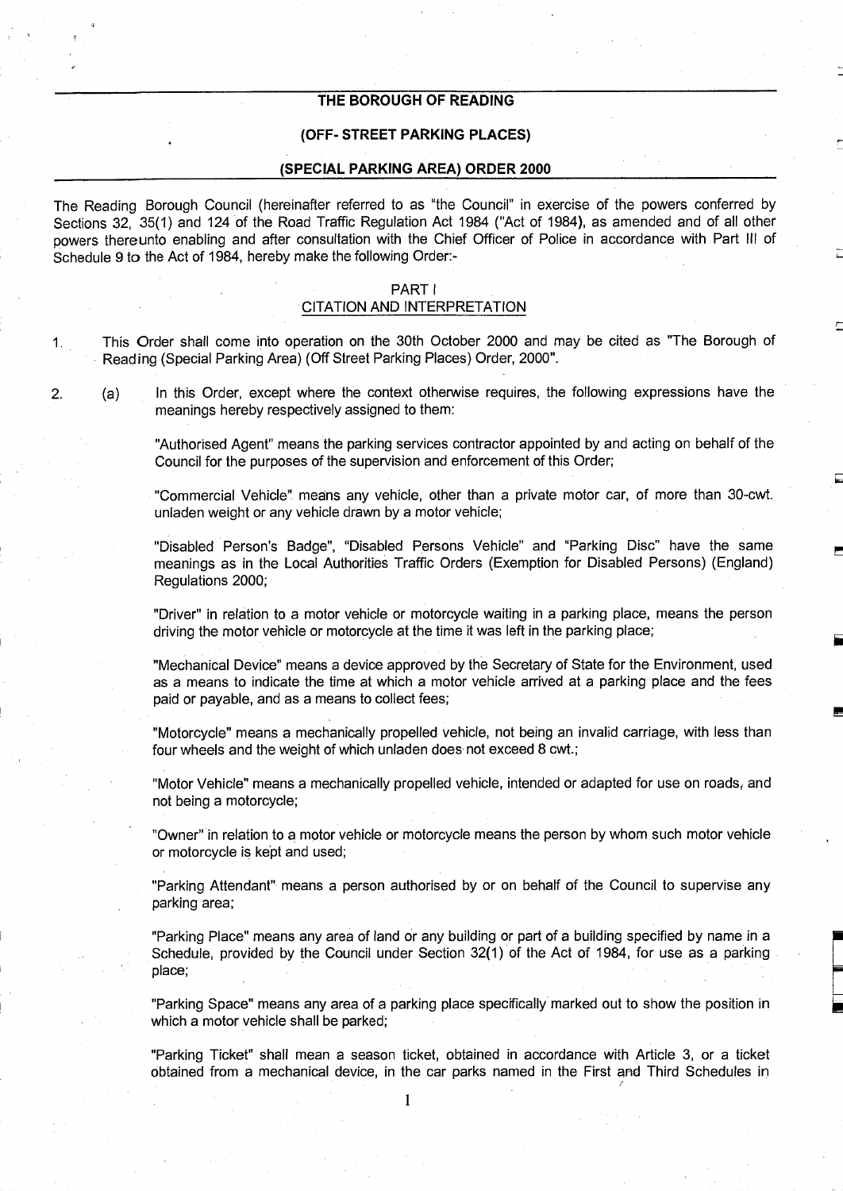# THE BOROUGH OF READING

## (OFF- STREET PARKING PLACES)

## (SPECIAL PARKING AREA) ORDER 2000

The Reading Borough Council (hereinafter referred to as "the Council" in exercise of the powers conferred by Sections 32, 35(1) and 124 of the Road Traffic Regulation Act 1984 ("Act of 1984), as amended and of all other powers thereunto enabling and after consultation with the Chief Officer of Police in accordance with Part III of Schedule 9 to the Act of 1984, hereby make the following Order:-

### PART I
### CITATION AND INTERPRETATION

1. This Order shall come into operation on the 30th October 2000 and may be cited as "The Borough of Reading (Special Parking Area) (Off Street Parking Places) Order, 2000".

2. (a) In this Order, except where the context otherwise requires, the following expressions have the meanings hereby respectively assigned to them:

"Authorised Agent" means the parking services contractor appointed by and acting on behalf of the Council for the purposes of the supervision and enforcement of this Order;

"Commercial Vehicle" means any vehicle, other than a private motor car, of more than 30-cwt. unladen weight or any vehicle drawn by a motor vehicle;

"Disabled Person's Badge", "Disabled Persons Vehicle" and "Parking Disc" have the same meanings as in the Local Authorities Traffic Orders (Exemption for Disabled Persons) (England) Regulations 2000;

"Driver" in relation to a motor vehicle or motorcycle waiting in a parking place, means the person driving the motor vehicle or motorcycle at the time it was left in the parking place;

"Mechanical Device" means a device approved by the Secretary of State for the Environment, used as a means to indicate the time at which a motor vehicle arrived at a parking place and the fees paid or payable, and as a means to collect fees;

"Motorcycle" means a mechanically propelled vehicle, not being an invalid carriage, with less than four wheels and the weight of which unladen does not exceed 8 cwt.;

"Motor Vehicle" means a mechanically propelled vehicle, intended or adapted for use on roads, and not being a motorcycle;

"Owner" in relation to a motor vehicle or motorcycle means the person by whom such motor vehicle or motorcycle is kept and used;

"Parking Attendant" means a person authorised by or on behalf of the Council to supervise any parking area;

"Parking Place" means any area of land or any building or part of a building specified by name in a Schedule, provided by the Council under Section 32(1) of the Act of 1984, for use as a parking place;

"Parking Space" means any area of a parking place specifically marked out to show the position in which a motor vehicle shall be parked;

"Parking Ticket" shall mean a season ticket, obtained in accordance with Article 3, or a ticket obtained from a mechanical device, in the car parks named in the First and Third Schedules in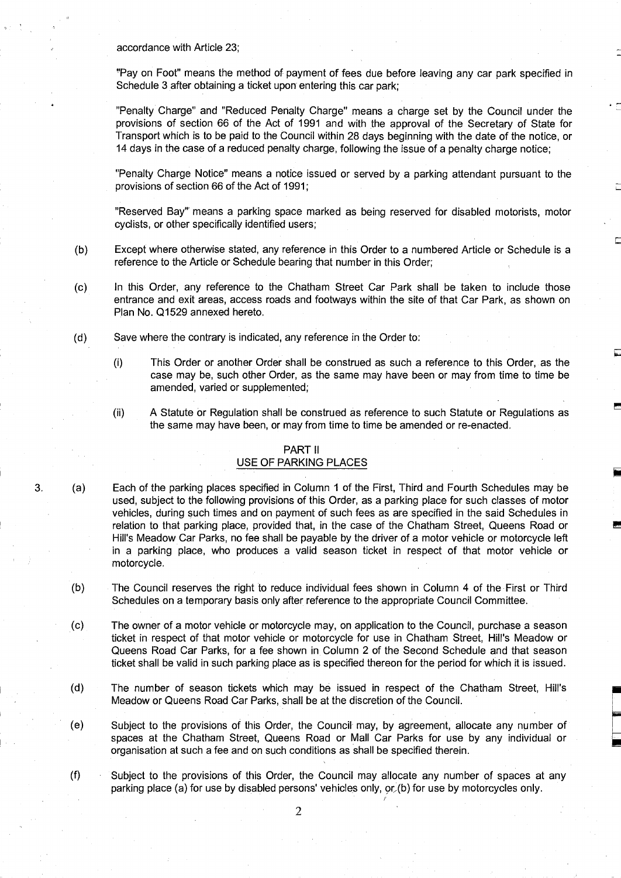accordance with Article 23;

"Pay on Foot" means the method of payment of fees due before leaving any car park specified in Schedule 3 after obtaining a ticket upon entering this car park;

"Penalty Charge" and "Reduced Penalty Charge" means a charge set by the Council under the provisions of section 66 of the Act of 1991 and with the approval of the Secretary of State for Transport which is to be paid to the Council within 28 days beginning with the date of the notice, or 14 days in the case of a reduced penalty charge, following the issue of a penalty charge notice;

"Penalty Charge Notice" means a notice issued or served by a parking attendant pursuant to the provisions of section 66 of the Act of 1991;

"Reserved Bay" means a parking space marked as being reserved for disabled motorists, motor cyclists, or other specifically identified users;

(b) Except where otherwise stated, any reference in this Order to a numbered Article or Schedule is a reference to the Article or Schedule bearing that number in this Order;

(c) In this Order, any reference to the Chatham Street Car Park shall be taken to include those entrance and exit areas, access roads and footways within the site of that Car Park, as shown on Plan No. Q1529 annexed hereto.

(d) Save where the contrary is indicated, any reference in the Order to:

(i) This Order or another Order shall be construed as such a reference to this Order, as the case may be, such other Order, as the same may have been or may from time to time be amended, varied or supplemented;

(ii) A Statute or Regulation shall be construed as reference to such Statute or Regulations as the same may have been, or may from time to time be amended or re-enacted.

## PART II
## USE OF PARKING PLACES

3. (a) Each of the parking places specified in Column 1 of the First, Third and Fourth Schedules may be used, subject to the following provisions of this Order, as a parking place for such classes of motor vehicles, during such times and on payment of such fees as are specified in the said Schedules in relation to that parking place, provided that, in the case of the Chatham Street, Queens Road or Hill's Meadow Car Parks, no fee shall be payable by the driver of a motor vehicle or motorcycle left in a parking place, who produces a valid season ticket in respect of that motor vehicle or motorcycle.

(b) The Council reserves the right to reduce individual fees shown in Column 4 of the First or Third Schedules on a temporary basis only after reference to the appropriate Council Committee.

(c) The owner of a motor vehicle or motorcycle may, on application to the Council, purchase a season ticket in respect of that motor vehicle or motorcycle for use in Chatham Street, Hill's Meadow or Queens Road Car Parks, for a fee shown in Column 2 of the Second Schedule and that season ticket shall be valid in such parking place as is specified thereon for the period for which it is issued.

(d) The number of season tickets which may be issued in respect of the Chatham Street, Hill's Meadow or Queens Road Car Parks, shall be at the discretion of the Council.

(e) Subject to the provisions of this Order, the Council may, by agreement, allocate any number of spaces at the Chatham Street, Queens Road or Mall Car Parks for use by any individual or organisation at such a fee and on such conditions as shall be specified therein.

(f) Subject to the provisions of this Order, the Council may allocate any number of spaces at any parking place (a) for use by disabled persons' vehicles only, or (b) for use by motorcycles only.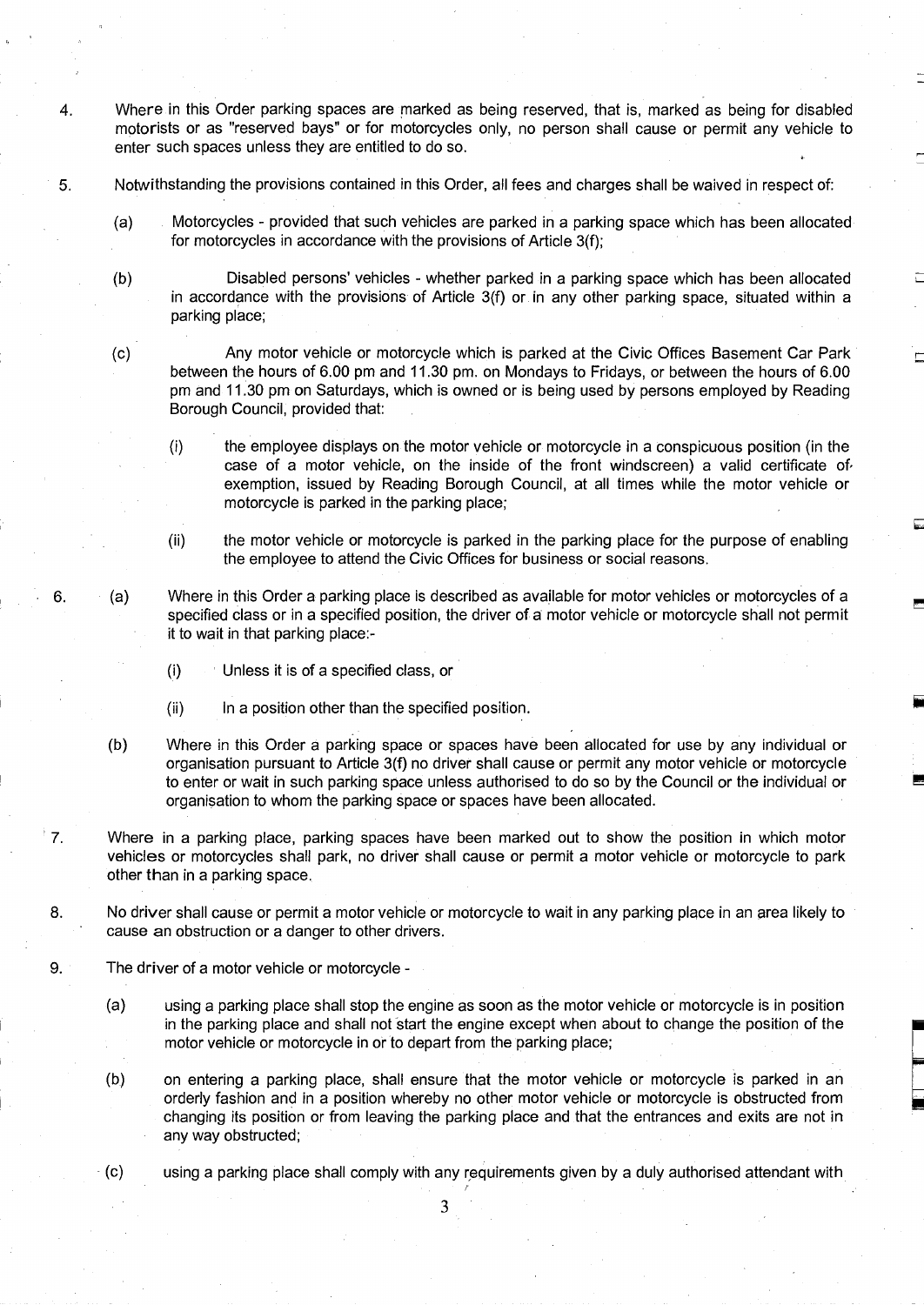4. Where in this Order parking spaces are marked as being reserved, that is, marked as being for disabled motorists or as "reserved bays" or for motorcycles only, no person shall cause or permit any vehicle to enter such spaces unless they are entitled to do so.

5. Notwithstanding the provisions contained in this Order, all fees and charges shall be waived in respect of:

   (a) Motorcycles - provided that such vehicles are parked in a parking space which has been allocated for motorcycles in accordance with the provisions of Article 3(f);

   (b) Disabled persons' vehicles - whether parked in a parking space which has been allocated in accordance with the provisions of Article 3(f) or in any other parking space, situated within a parking place;

   (c) Any motor vehicle or motorcycle which is parked at the Civic Offices Basement Car Park between the hours of 6.00 pm and 11.30 pm. on Mondays to Fridays, or between the hours of 6.00 pm and 11.30 pm on Saturdays, which is owned or is being used by persons employed by Reading Borough Council, provided that:

      (i) the employee displays on the motor vehicle or motorcycle in a conspicuous position (in the case of a motor vehicle, on the inside of the front windscreen) a valid certificate of exemption, issued by Reading Borough Council, at all times while the motor vehicle or motorcycle is parked in the parking place;

      (ii) the motor vehicle or motorcycle is parked in the parking place for the purpose of enabling the employee to attend the Civic Offices for business or social reasons.

6. (a) Where in this Order a parking place is described as available for motor vehicles or motorcycles of a specified class or in a specified position, the driver of a motor vehicle or motorcycle shall not permit it to wait in that parking place:-

      (i) Unless it is of a specified class, or

      (ii) In a position other than the specified position.

   (b) Where in this Order a parking space or spaces have been allocated for use by any individual or organisation pursuant to Article 3(f) no driver shall cause or permit any motor vehicle or motorcycle to enter or wait in such parking space unless authorised to do so by the Council or the individual or organisation to whom the parking space or spaces have been allocated.

7. Where in a parking place, parking spaces have been marked out to show the position in which motor vehicles or motorcycles shall park, no driver shall cause or permit a motor vehicle or motorcycle to park other than in a parking space.

8. No driver shall cause or permit a motor vehicle or motorcycle to wait in any parking place in an area likely to cause an obstruction or a danger to other drivers.

9. The driver of a motor vehicle or motorcycle -

   (a) using a parking place shall stop the engine as soon as the motor vehicle or motorcycle is in position in the parking place and shall not start the engine except when about to change the position of the motor vehicle or motorcycle in or to depart from the parking place;

   (b) on entering a parking place, shall ensure that the motor vehicle or motorcycle is parked in an orderly fashion and in a position whereby no other motor vehicle or motorcycle is obstructed from changing its position or from leaving the parking place and that the entrances and exits are not in any way obstructed;

   (c) using a parking place shall comply with any requirements given by a duly authorised attendant with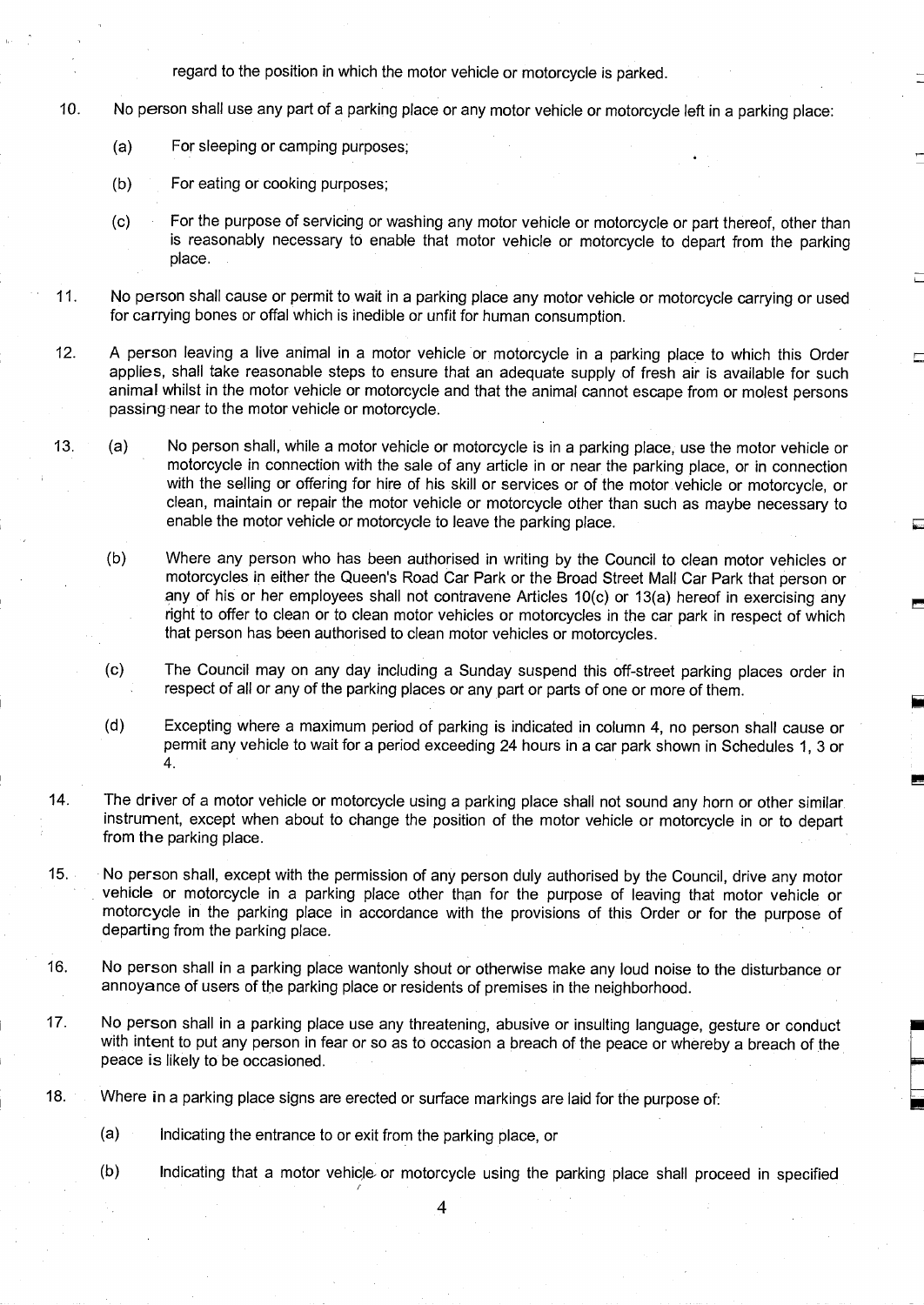regard to the position in which the motor vehicle or motorcycle is parked.

10. No person shall use any part of a parking place or any motor vehicle or motorcycle left in a parking place:

    (a) For sleeping or camping purposes;

    (b) For eating or cooking purposes;

    (c) For the purpose of servicing or washing any motor vehicle or motorcycle or part thereof, other than is reasonably necessary to enable that motor vehicle or motorcycle to depart from the parking place.

11. No person shall cause or permit to wait in a parking place any motor vehicle or motorcycle carrying or used for carrying bones or offal which is inedible or unfit for human consumption.

12. A person leaving a live animal in a motor vehicle or motorcycle in a parking place to which this Order applies, shall take reasonable steps to ensure that an adequate supply of fresh air is available for such animal whilst in the motor vehicle or motorcycle and that the animal cannot escape from or molest persons passing near to the motor vehicle or motorcycle.

13. (a) No person shall, while a motor vehicle or motorcycle is in a parking place, use the motor vehicle or motorcycle in connection with the sale of any article in or near the parking place, or in connection with the selling or offering for hire of his skill or services or of the motor vehicle or motorcycle, or clean, maintain or repair the motor vehicle or motorcycle other than such as maybe necessary to enable the motor vehicle or motorcycle to leave the parking place.

    (b) Where any person who has been authorised in writing by the Council to clean motor vehicles or motorcycles in either the Queen's Road Car Park or the Broad Street Mall Car Park that person or any of his or her employees shall not contravene Articles 10(c) or 13(a) hereof in exercising any right to offer to clean or to clean motor vehicles or motorcycles in the car park in respect of which that person has been authorised to clean motor vehicles or motorcycles.

    (c) The Council may on any day including a Sunday suspend this off-street parking places order in respect of all or any of the parking places or any part or parts of one or more of them.

    (d) Excepting where a maximum period of parking is indicated in column 4, no person shall cause or permit any vehicle to wait for a period exceeding 24 hours in a car park shown in Schedules 1, 3 or 4.

14. The driver of a motor vehicle or motorcycle using a parking place shall not sound any horn or other similar instrument, except when about to change the position of the motor vehicle or motorcycle in or to depart from the parking place.

15. No person shall, except with the permission of any person duly authorised by the Council, drive any motor vehicle or motorcycle in a parking place other than for the purpose of leaving that motor vehicle or motorcycle in the parking place in accordance with the provisions of this Order or for the purpose of departing from the parking place.

16. No person shall in a parking place wantonly shout or otherwise make any loud noise to the disturbance or annoyance of users of the parking place or residents of premises in the neighborhood.

17. No person shall in a parking place use any threatening, abusive or insulting language, gesture or conduct with intent to put any person in fear or so as to occasion a breach of the peace or whereby a breach of the peace is likely to be occasioned.

18. Where in a parking place signs are erected or surface markings are laid for the purpose of:

    (a) Indicating the entrance to or exit from the parking place, or

    (b) Indicating that a motor vehicle or motorcycle using the parking place shall proceed in specified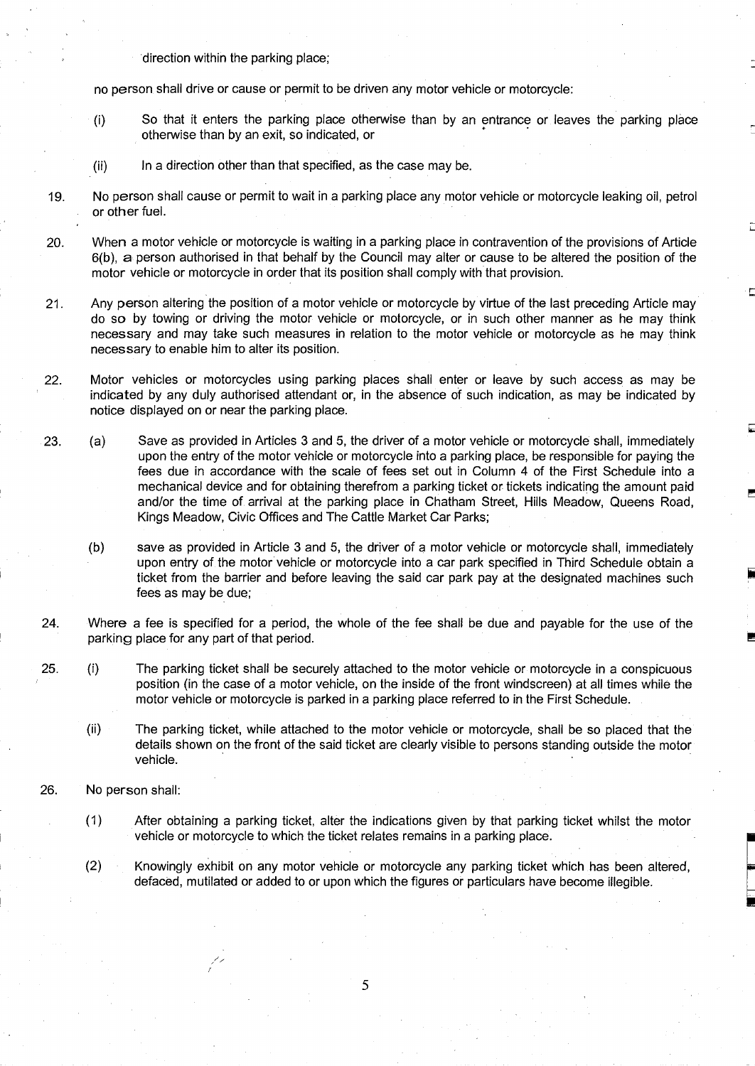direction within the parking place;

no person shall drive or cause or permit to be driven any motor vehicle or motorcycle:

(i) So that it enters the parking place otherwise than by an entrance or leaves the parking place otherwise than by an exit, so indicated, or

(ii) In a direction other than that specified, as the case may be.

19. No person shall cause or permit to wait in a parking place any motor vehicle or motorcycle leaking oil, petrol or other fuel.

20. When a motor vehicle or motorcycle is waiting in a parking place in contravention of the provisions of Article 6(b), a person authorised in that behalf by the Council may alter or cause to be altered the position of the motor vehicle or motorcycle in order that its position shall comply with that provision.

21. Any person altering the position of a motor vehicle or motorcycle by virtue of the last preceding Article may do so by towing or driving the motor vehicle or motorcycle, or in such other manner as he may think necessary and may take such measures in relation to the motor vehicle or motorcycle as he may think necessary to enable him to alter its position.

22. Motor vehicles or motorcycles using parking places shall enter or leave by such access as may be indicated by any duly authorised attendant or, in the absence of such indication, as may be indicated by notice displayed on or near the parking place.

23. (a) Save as provided in Articles 3 and 5, the driver of a motor vehicle or motorcycle shall, immediately upon the entry of the motor vehicle or motorcycle into a parking place, be responsible for paying the fees due in accordance with the scale of fees set out in Column 4 of the First Schedule into a mechanical device and for obtaining therefrom a parking ticket or tickets indicating the amount paid and/or the time of arrival at the parking place in Chatham Street, Hills Meadow, Queens Road, Kings Meadow, Civic Offices and The Cattle Market Car Parks;

(b) save as provided in Article 3 and 5, the driver of a motor vehicle or motorcycle shall, immediately upon entry of the motor vehicle or motorcycle into a car park specified in Third Schedule obtain a ticket from the barrier and before leaving the said car park pay at the designated machines such fees as may be due;

24. Where a fee is specified for a period, the whole of the fee shall be due and payable for the use of the parking place for any part of that period.

25. (i) The parking ticket shall be securely attached to the motor vehicle or motorcycle in a conspicuous position (in the case of a motor vehicle, on the inside of the front windscreen) at all times while the motor vehicle or motorcycle is parked in a parking place referred to in the First Schedule.

(ii) The parking ticket, while attached to the motor vehicle or motorcycle, shall be so placed that the details shown on the front of the said ticket are clearly visible to persons standing outside the motor vehicle.

26. No person shall:

(1) After obtaining a parking ticket, alter the indications given by that parking ticket whilst the motor vehicle or motorcycle to which the ticket relates remains in a parking place.

(2) Knowingly exhibit on any motor vehicle or motorcycle any parking ticket which has been altered, defaced, mutilated or added to or upon which the figures or particulars have become illegible.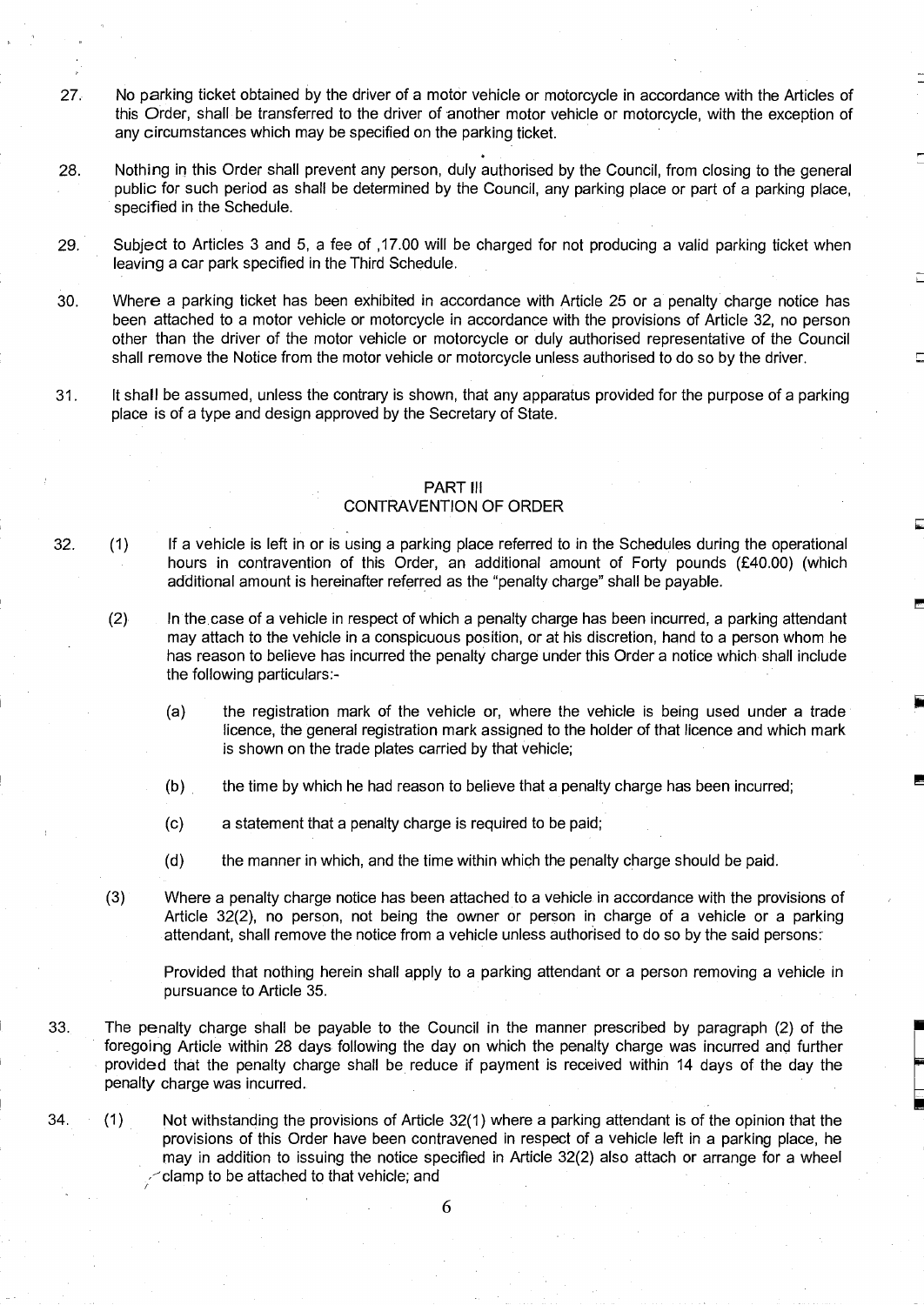27. No parking ticket obtained by the driver of a motor vehicle or motorcycle in accordance with the Articles of this Order, shall be transferred to the driver of another motor vehicle or motorcycle, with the exception of any circumstances which may be specified on the parking ticket.

28. Nothing in this Order shall prevent any person, duly authorised by the Council, from closing to the general public for such period as shall be determined by the Council, any parking place or part of a parking place, specified in the Schedule.

29. Subject to Articles 3 and 5, a fee of ,17.00 will be charged for not producing a valid parking ticket when leaving a car park specified in the Third Schedule.

30. Where a parking ticket has been exhibited in accordance with Article 25 or a penalty charge notice has been attached to a motor vehicle or motorcycle in accordance with the provisions of Article 32, no person other than the driver of the motor vehicle or motorcycle or duly authorised representative of the Council shall remove the Notice from the motor vehicle or motorcycle unless authorised to do so by the driver.

31. It shall be assumed, unless the contrary is shown, that any apparatus provided for the purpose of a parking place is of a type and design approved by the Secretary of State.

## PART III
## CONTRAVENTION OF ORDER

32. (1) If a vehicle is left in or is using a parking place referred to in the Schedules during the operational hours in contravention of this Order, an additional amount of Forty pounds (£40.00) (which additional amount is hereinafter referred as the "penalty charge" shall be payable.

(2) In the case of a vehicle in respect of which a penalty charge has been incurred, a parking attendant may attach to the vehicle in a conspicuous position, or at his discretion, hand to a person whom he has reason to believe has incurred the penalty charge under this Order a notice which shall include the following particulars:-

(a) the registration mark of the vehicle or, where the vehicle is being used under a trade licence, the general registration mark assigned to the holder of that licence and which mark is shown on the trade plates carried by that vehicle;

(b) the time by which he had reason to believe that a penalty charge has been incurred;

(c) a statement that a penalty charge is required to be paid;

(d) the manner in which, and the time within which the penalty charge should be paid.

(3) Where a penalty charge notice has been attached to a vehicle in accordance with the provisions of Article 32(2), no person, not being the owner or person in charge of a vehicle or a parking attendant, shall remove the notice from a vehicle unless authorised to do so by the said persons:

Provided that nothing herein shall apply to a parking attendant or a person removing a vehicle in pursuance to Article 35.

33. The penalty charge shall be payable to the Council in the manner prescribed by paragraph (2) of the foregoing Article within 28 days following the day on which the penalty charge was incurred and further provided that the penalty charge shall be reduce if payment is received within 14 days of the day the penalty charge was incurred.

34. (1) Not withstanding the provisions of Article 32(1) where a parking attendant is of the opinion that the provisions of this Order have been contravened in respect of a vehicle left in a parking place, he may in addition to issuing the notice specified in Article 32(2) also attach or arrange for a wheel clamp to be attached to that vehicle; and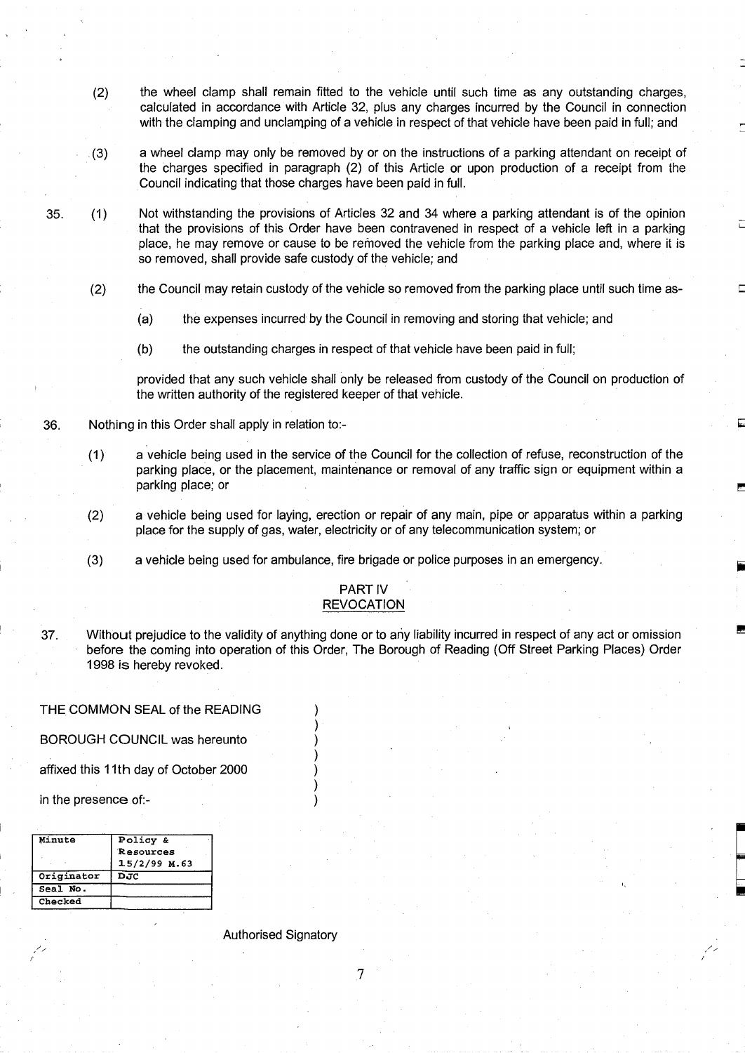(2) the wheel clamp shall remain fitted to the vehicle until such time as any outstanding charges, calculated in accordance with Article 32, plus any charges incurred by the Council in connection with the clamping and unclamping of a vehicle in respect of that vehicle have been paid in full; and

(3) a wheel clamp may only be removed by or on the instructions of a parking attendant on receipt of the charges specified in paragraph (2) of this Article or upon production of a receipt from the Council indicating that those charges have been paid in full.

35. (1) Not withstanding the provisions of Articles 32 and 34 where a parking attendant is of the opinion that the provisions of this Order have been contravened in respect of a vehicle left in a parking place, he may remove or cause to be removed the vehicle from the parking place and, where it is so removed, shall provide safe custody of the vehicle; and

(2) the Council may retain custody of the vehicle so removed from the parking place until such time as-

(a) the expenses incurred by the Council in removing and storing that vehicle; and

(b) the outstanding charges in respect of that vehicle have been paid in full;

provided that any such vehicle shall only be released from custody of the Council on production of the written authority of the registered keeper of that vehicle.

36. Nothing in this Order shall apply in relation to:-

(1) a vehicle being used in the service of the Council for the collection of refuse, reconstruction of the parking place, or the placement, maintenance or removal of any traffic sign or equipment within a parking place; or

(2) a vehicle being used for laying, erection or repair of any main, pipe or apparatus within a parking place for the supply of gas, water, electricity or of any telecommunication system; or

(3) a vehicle being used for ambulance, fire brigade or police purposes in an emergency.

## PART IV
## REVOCATION

37. Without prejudice to the validity of anything done or to any liability incurred in respect of any act or omission before the coming into operation of this Order, The Borough of Reading (Off Street Parking Places) Order 1998 is hereby revoked.

THE COMMON SEAL of the READING
BOROUGH COUNCIL was hereunto
affixed this 11th day of October 2000
in the presence of:-

| Minute | Policy & Resources 15/2/99 M.63 |
|---|---|
| Originator | DJC |
| Seal No. | |
| Checked | |

Authorised Signatory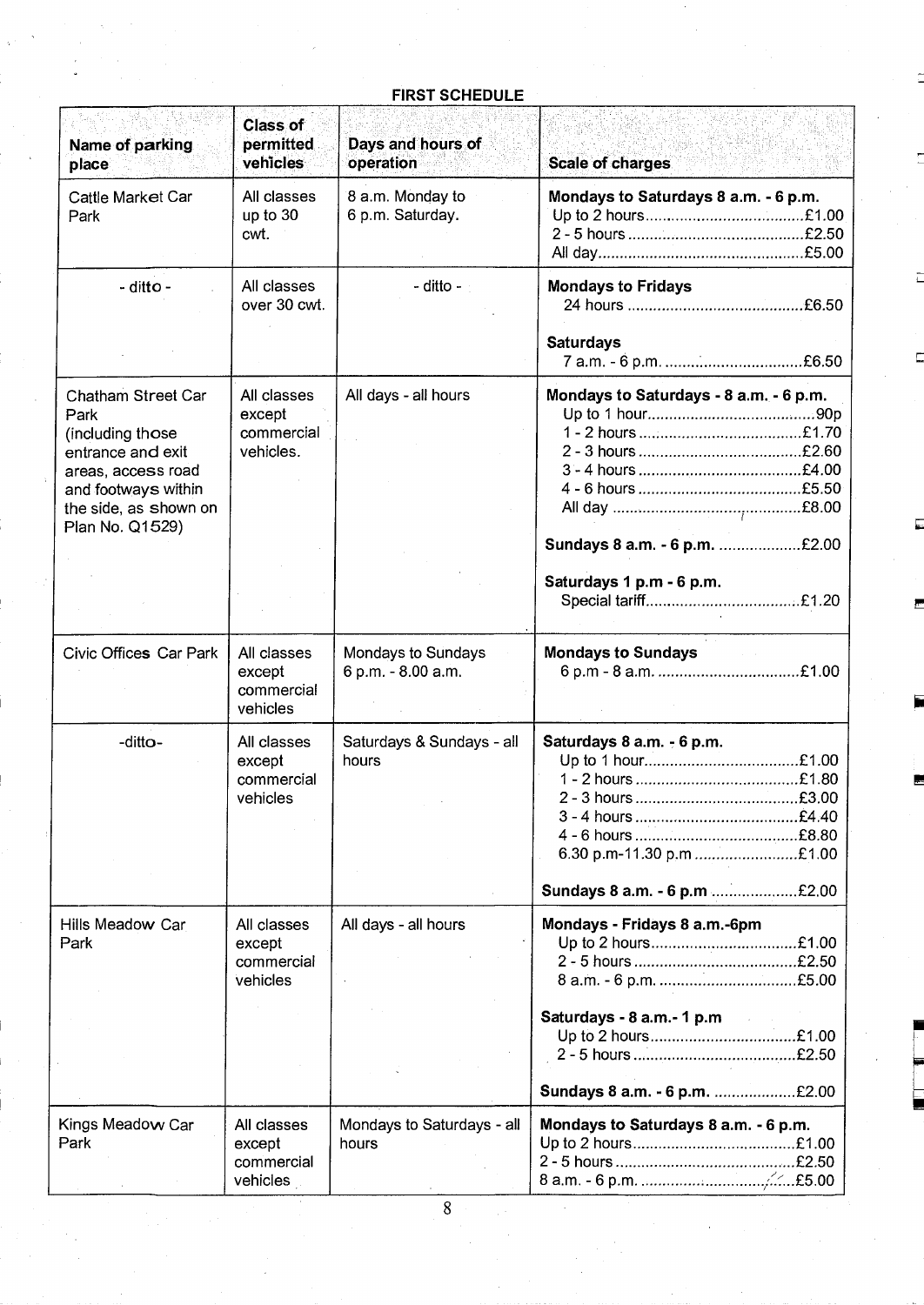## FIRST SCHEDULE

| Name of parking place | Class of permitted vehicles | Days and hours of operation | Scale of charges |
|---|---|---|---|
| Cattle Market Car Park | All classes up to 30 cwt. | 8 a.m. Monday to 6 p.m. Saturday. | **Mondays to Saturdays 8 a.m. - 6 p.m.**<br>Up to 2 hours....................£1.00<br>2 - 5 hours....................£2.50<br>All day....................£5.00 |
| - ditto - | All classes over 30 cwt. | - ditto - | **Mondays to Fridays**<br>24 hours....................£6.50<br><br>**Saturdays**<br>7 a.m. - 6 p.m. ....................£6.50 |
| Chatham Street Car Park (including those entrance and exit areas, access road and footways within the side, as shown on Plan No. Q1529) | All classes except commercial vehicles. | All days - all hours | **Mondays to Saturdays - 8 a.m. - 6 p.m.**<br>Up to 1 hour....................90p<br>1 - 2 hours....................£1.70<br>2 - 3 hours....................£2.60<br>3 - 4 hours....................£4.00<br>4 - 6 hours....................£5.50<br>All day....................£8.00<br><br>**Sundays 8 a.m. - 6 p.m.** ....................£2.00<br><br>**Saturdays 1 p.m - 6 p.m.**<br>Special tariff....................£1.20 |
| Civic Offices Car Park | All classes except commercial vehicles | Mondays to Sundays 6 p.m. - 8.00 a.m. | **Mondays to Sundays**<br>6 p.m - 8 a.m. ....................£1.00 |
| -ditto- | All classes except commercial vehicles | Saturdays & Sundays - all hours | **Saturdays 8 a.m. - 6 p.m.**<br>Up to 1 hour....................£1.00<br>1 - 2 hours....................£1.80<br>2 - 3 hours....................£3.00<br>3 - 4 hours....................£4.40<br>4 - 6 hours....................£8.80<br>6.30 p.m-11.30 p.m....................£1.00<br><br>**Sundays 8 a.m. - 6 p.m** ....................£2.00 |
| Hills Meadow Car Park | All classes except commercial vehicles | All days - all hours | **Mondays - Fridays 8 a.m.-6pm**<br>Up to 2 hours....................£1.00<br>2 - 5 hours....................£2.50<br>8 a.m. - 6 p.m. ....................£5.00<br><br>**Saturdays - 8 a.m.- 1 p.m**<br>Up to 2 hours....................£1.00<br>2 - 5 hours....................£2.50<br><br>**Sundays 8 a.m. - 6 p.m.** ....................£2.00 |
| Kings Meadow Car Park | All classes except commercial vehicles | Mondays to Saturdays - all hours | **Mondays to Saturdays 8 a.m. - 6 p.m.**<br>Up to 2 hours....................£1.00<br>2 - 5 hours....................£2.50<br>8 a.m. - 6 p.m. ....................£5.00 |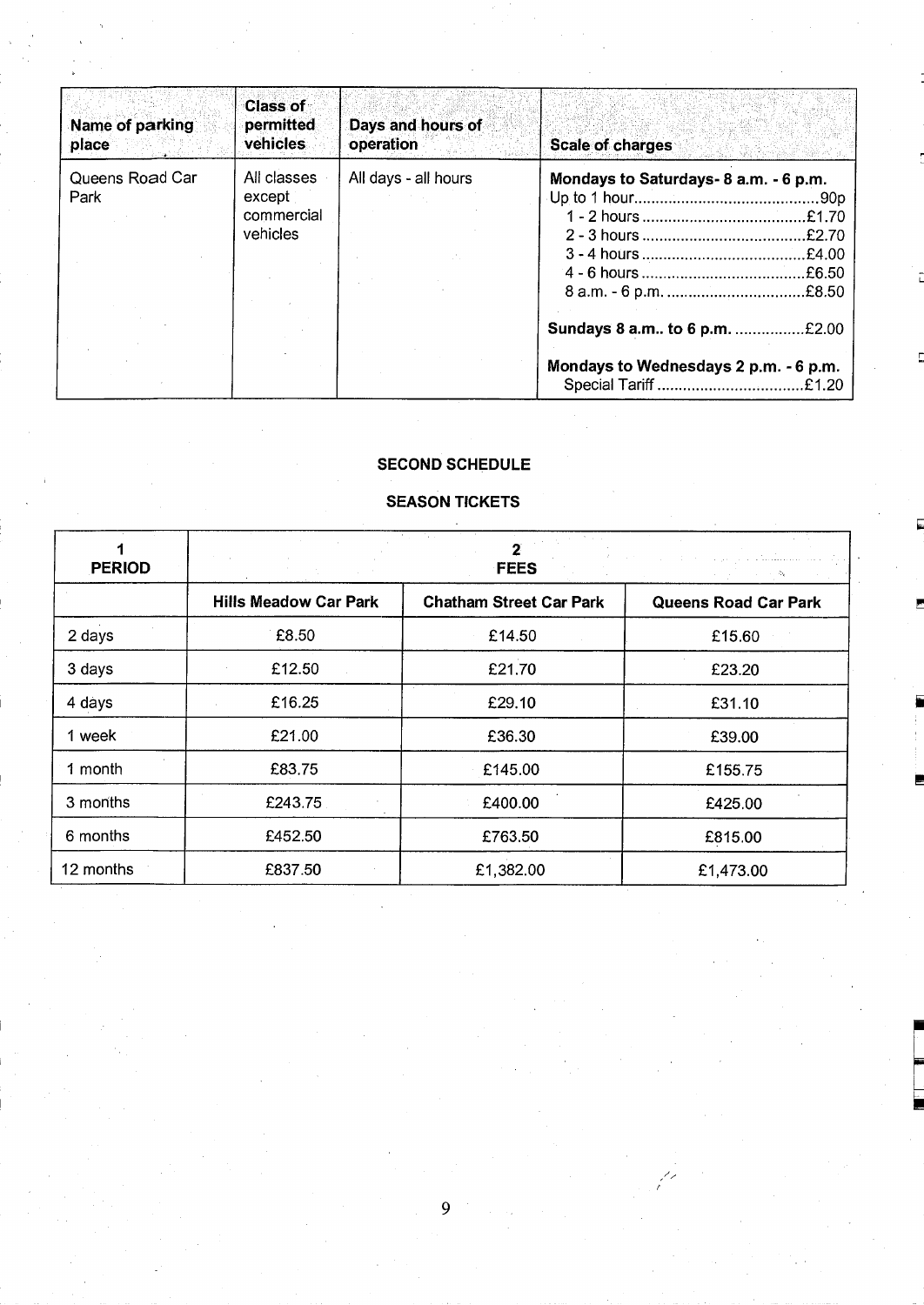| Name of parking place | Class of permitted vehicles | Days and hours of operation | Scale of charges |
|---|---|---|---|
| Queens Road Car Park | All classes except commercial vehicles | All days - all hours | **Mondays to Saturdays- 8 a.m. - 6 p.m.**<br>Up to 1 hour..........90p<br>1 - 2 hours..........£1.70<br>2 - 3 hours..........£2.70<br>3 - 4 hours..........£4.00<br>4 - 6 hours..........£6.50<br>8 a.m. - 6 p.m...........£8.50<br><br>**Sundays 8 a.m.. to 6 p.m.** ..........£2.00<br><br>**Mondays to Wednesdays 2 p.m. - 6 p.m.**<br>Special Tariff..........£1.20 |

**SECOND SCHEDULE**

**SEASON TICKETS**

| 1<br>PERIOD | 2<br>FEES | | |
|---|---|---|---|
| | **Hills Meadow Car Park** | **Chatham Street Car Park** | **Queens Road Car Park** |
| 2 days | £8.50 | £14.50 | £15.60 |
| 3 days | £12.50 | £21.70 | £23.20 |
| 4 days | £16.25 | £29.10 | £31.10 |
| 1 week | £21.00 | £36.30 | £39.00 |
| 1 month | £83.75 | £145.00 | £155.75 |
| 3 months | £243.75 | £400.00 | £425.00 |
| 6 months | £452.50 | £763.50 | £815.00 |
| 12 months | £837.50 | £1,382.00 | £1,473.00 |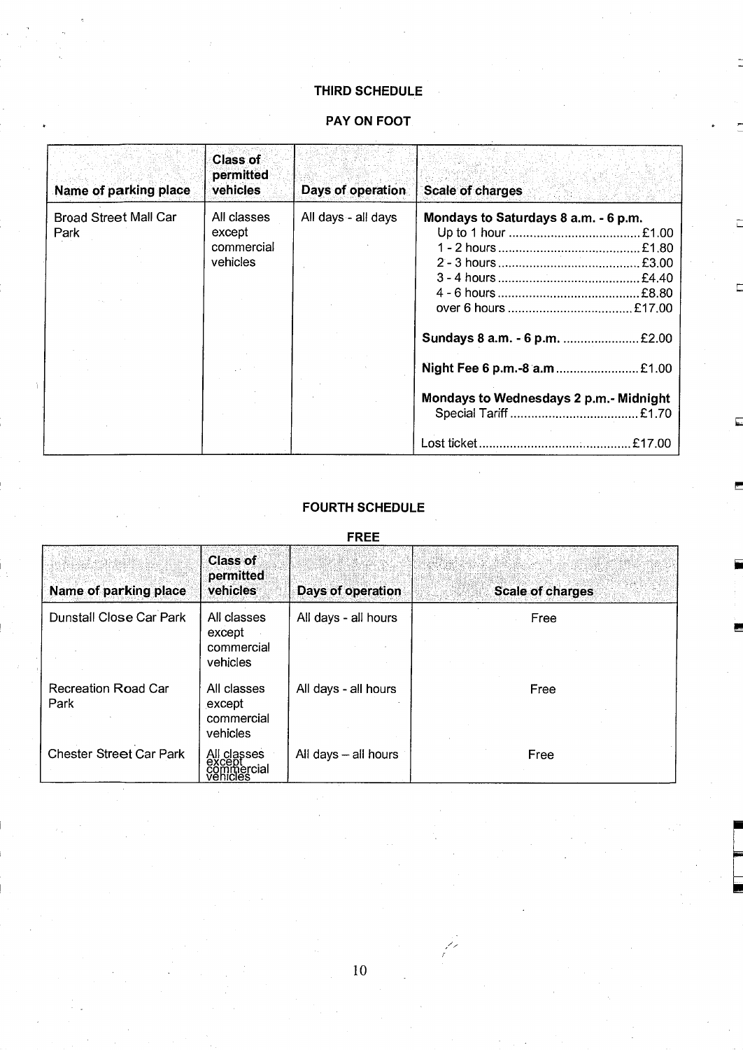## THIRD SCHEDULE

### PAY ON FOOT

| Name of parking place | Class of permitted vehicles | Days of operation | Scale of charges |
|---|---|---|---|
| Broad Street Mall Car Park | All classes except commercial vehicles | All days - all days | **Mondays to Saturdays 8 a.m. - 6 p.m.**<br>Up to 1 hour .................................... £1.00<br>1 - 2 hours ........................................ £1.80<br>2 - 3 hours ........................................ £3.00<br>3 - 4 hours ........................................ £4.40<br>4 - 6 hours ........................................ £8.80<br>over 6 hours ................................... £17.00<br><br>**Sundays 8 a.m. - 6 p.m.** ..................... £2.00<br><br>**Night Fee 6 p.m.-8 a.m** ....................... £1.00<br><br>**Mondays to Wednesdays 2 p.m.- Midnight**<br>Special Tariff .................................... £1.70<br><br>Lost ticket ........................................... £17.00 |

## FOURTH SCHEDULE

### FREE

| Name of parking place | Class of permitted vehicles | Days of operation | Scale of charges |
|---|---|---|---|
| Dunstall Close Car Park | All classes except commercial vehicles | All days - all hours | Free |
| Recreation Road Car Park | All classes except commercial vehicles | All days - all hours | Free |
| Chester Street Car Park | All classes except commercial vehicles | All days – all hours | Free |